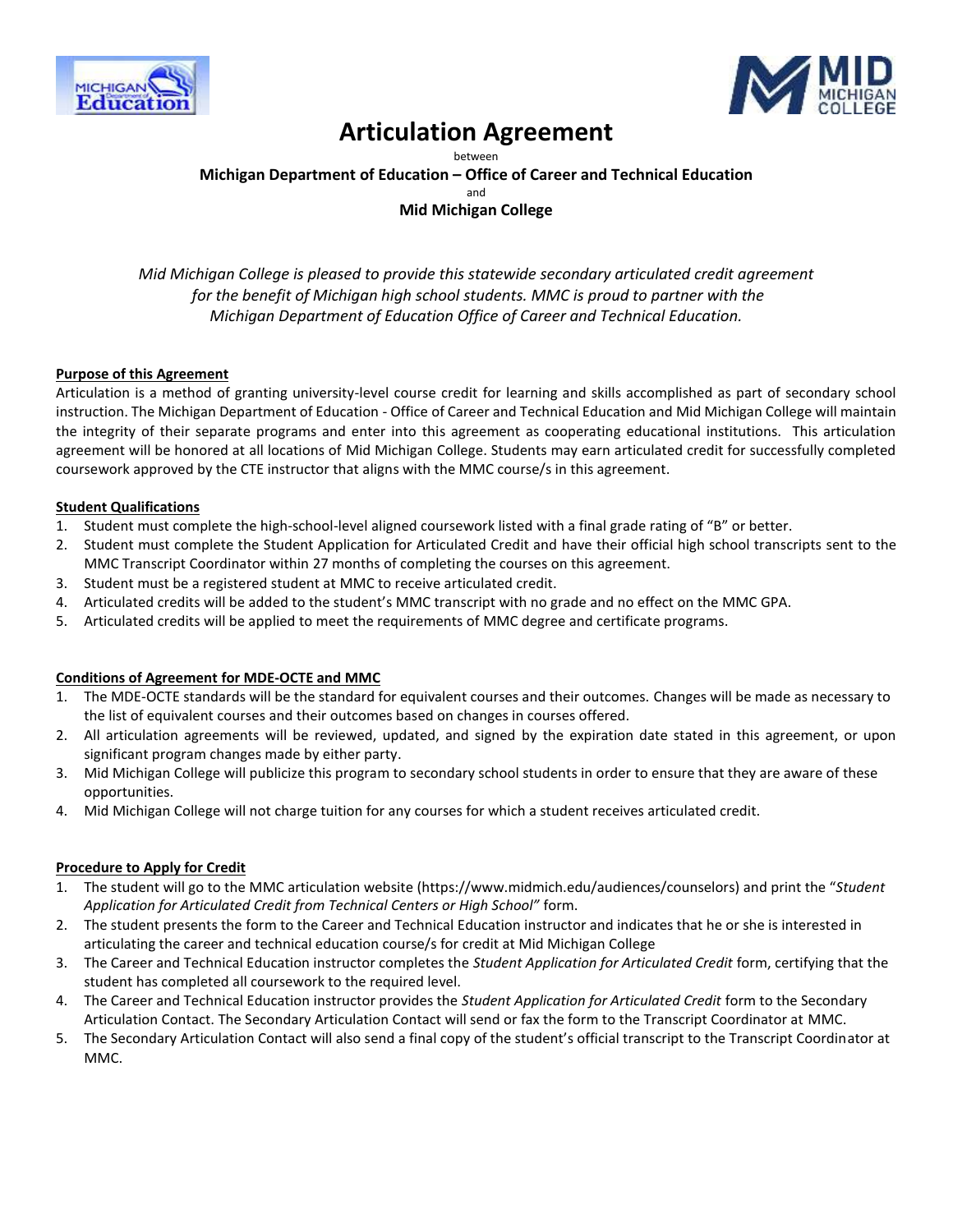# Articulation Agreement

between

**Michigan Department of Education – Office of Career and Technical Education**

and

**Mid Michigan College**

*Mid Michigan College is pleased to provide this statewide secondary articulated credit agreement for the benefit of Michigan high school students. MMC is proud to partner with the Michigan Department of Education Office of Career and Technical Education.*

## Purpose of this Agreement

Articulation is a method of granting university-level course credit for learning and skills accomplished as part of secondary school instruction. The Michigan Department of Education - Office of Career and Technical Education and Mid Michigan College will maintain the integrity of their separate programs and enter into this agreement as cooperating educational institutions. This articulation agreement will be honored at all locations of Mid Michigan College. Students may earn articulated credit for successfully completed coursework approved by the CTE instructor that aligns with the MMC course/s in this agreement.

## Student Qualifications

1. Student must complete the high-school-level aligned coursework listed with a final grade rating of "B" or better.
2. Student must complete the Student Application for Articulated Credit and have their official high school transcripts sent to the MMC Transcript Coordinator within 27 months of completing the courses on this agreement.
3. Student must be a registered student at MMC to receive articulated credit.
4. Articulated credits will be added to the student's MMC transcript with no grade and no effect on the MMC GPA.
5. Articulated credits will be applied to meet the requirements of MMC degree and certificate programs.

## Conditions of Agreement for MDE-OCTE and MMC

1. The MDE-OCTE standards will be the standard for equivalent courses and their outcomes. Changes will be made as necessary to the list of equivalent courses and their outcomes based on changes in courses offered.
2. All articulation agreements will be reviewed, updated, and signed by the expiration date stated in this agreement, or upon significant program changes made by either party.
3. Mid Michigan College will publicize this program to secondary school students in order to ensure that they are aware of these opportunities.
4. Mid Michigan College will not charge tuition for any courses for which a student receives articulated credit.

## Procedure to Apply for Credit

1. The student will go to the MMC articulation website (https://www.midmich.edu/audiences/counselors) and print the "*Student Application for Articulated Credit from Technical Centers or High School"* form.
2. The student presents the form to the Career and Technical Education instructor and indicates that he or she is interested in articulating the career and technical education course/s for credit at Mid Michigan College
3. The Career and Technical Education instructor completes the *Student Application for Articulated Credit* form, certifying that the student has completed all coursework to the required level.
4. The Career and Technical Education instructor provides the *Student Application for Articulated Credit* form to the Secondary Articulation Contact. The Secondary Articulation Contact will send or fax the form to the Transcript Coordinator at MMC.
5. The Secondary Articulation Contact will also send a final copy of the student's official transcript to the Transcript Coordinator at MMC.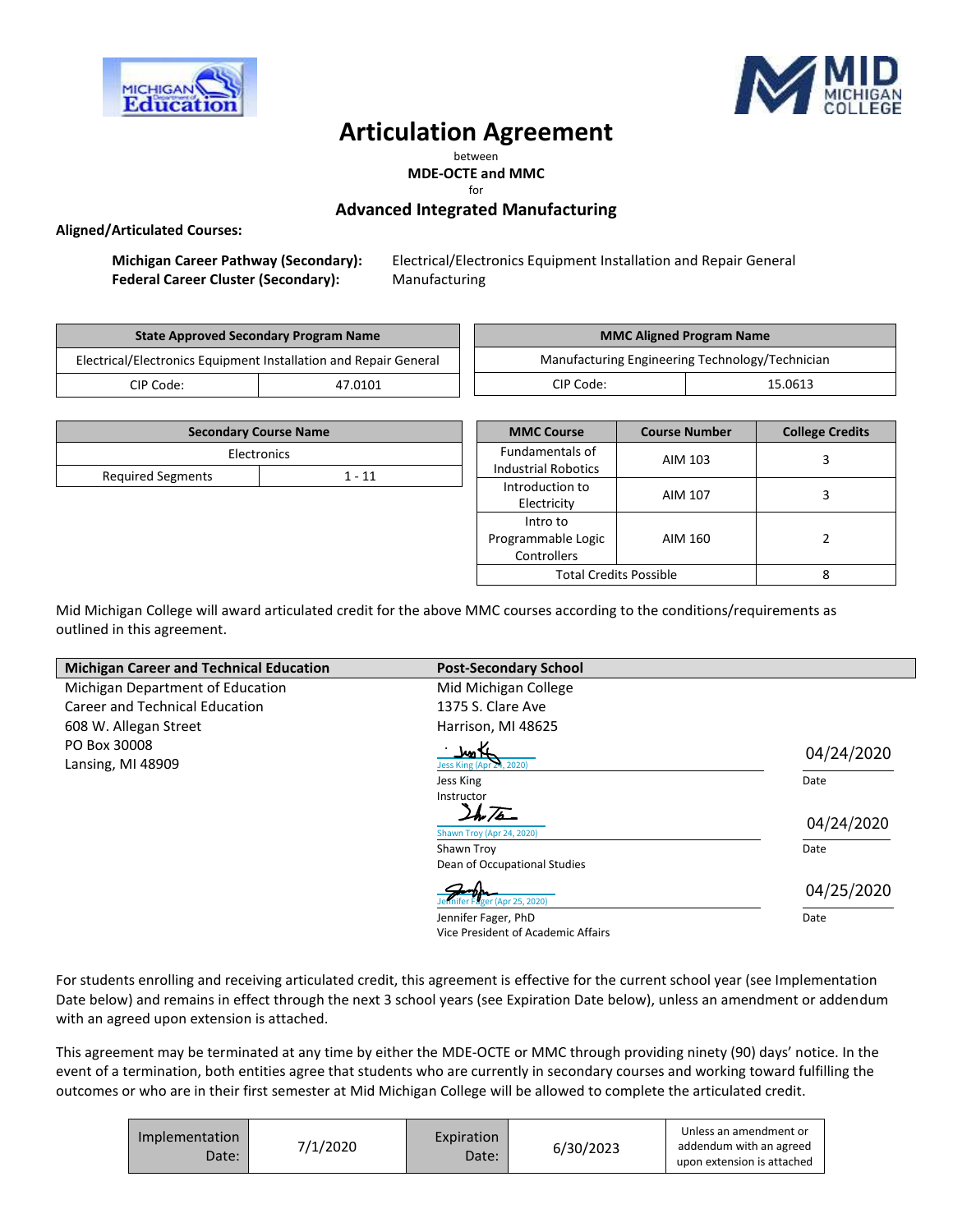# Articulation Agreement

between

**MDE-OCTE and MMC**

for

## Advanced Integrated Manufacturing

**Aligned/Articulated Courses:**

**Michigan Career Pathway (Secondary):** Electrical/Electronics Equipment Installation and Repair General
**Federal Career Cluster (Secondary):** Manufacturing

| State Approved Secondary Program Name | |
|---|---|
| Electrical/Electronics Equipment Installation and Repair General | |
| CIP Code: | 47.0101 |

| MMC Aligned Program Name | |
|---|---|
| Manufacturing Engineering Technology/Technician | |
| CIP Code: | 15.0613 |

| Secondary Course Name | |
|---|---|
| Electronics | |
| Required Segments | 1 - 11 |

| MMC Course | Course Number | College Credits |
|---|---|---|
| Fundamentals of Industrial Robotics | AIM 103 | 3 |
| Introduction to Electricity | AIM 107 | 3 |
| Intro to Programmable Logic Controllers | AIM 160 | 2 |
| Total Credits Possible | | 8 |

Mid Michigan College will award articulated credit for the above MMC courses according to the conditions/requirements as outlined in this agreement.

| Michigan Career and Technical Education | Post-Secondary School | |
|---|---|---|
| Michigan Department of Education<br>Career and Technical Education<br>608 W. Allegan Street<br>PO Box 30008<br>Lansing, MI 48909 | Mid Michigan College<br>1375 S. Clare Ave<br>Harrison, MI 48625 | |
| | Jess King (Apr 24, 2020)<br>Jess King<br>Instructor | 04/24/2020<br>Date |
| | Shawn Troy (Apr 24, 2020)<br>Shawn Troy<br>Dean of Occupational Studies | 04/24/2020<br>Date |
| | Jennifer Fager (Apr 25, 2020)<br>Jennifer Fager, PhD<br>Vice President of Academic Affairs | 04/25/2020<br>Date |

For students enrolling and receiving articulated credit, this agreement is effective for the current school year (see Implementation Date below) and remains in effect through the next 3 school years (see Expiration Date below), unless an amendment or addendum with an agreed upon extension is attached.

This agreement may be terminated at any time by either the MDE-OCTE or MMC through providing ninety (90) days' notice. In the event of a termination, both entities agree that students who are currently in secondary courses and working toward fulfilling the outcomes or who are in their first semester at Mid Michigan College will be allowed to complete the articulated credit.

| | | | | |
|---|---|---|---|---|
| Implementation Date: | 7/1/2020 | Expiration Date: | 6/30/2023 | Unless an amendment or addendum with an agreed upon extension is attached |